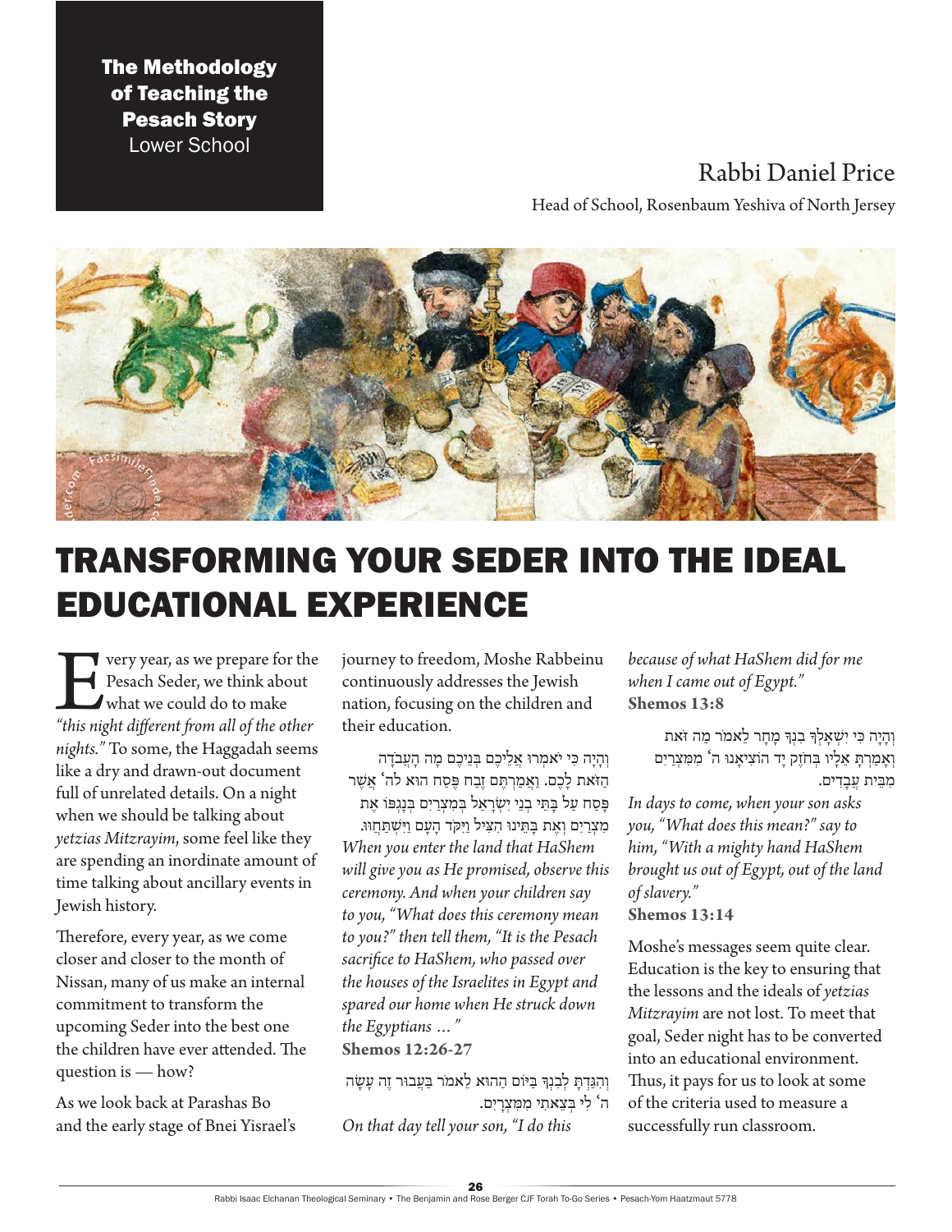**The Methodology of Teaching the Pesach Story**
Lower School

Rabbi Daniel Price

Head of School, Rosenbaum Yeshiva of North Jersey

# TRANSFORMING YOUR SEDER INTO THE IDEAL EDUCATIONAL EXPERIENCE

Every year, as we prepare for the Pesach Seder, we think about what we could do to make *"this night different from all of the other nights."* To some, the Haggadah seems like a dry and drawn-out document full of unrelated details. On a night when we should be talking about *yetzias Mitzrayim*, some feel like they are spending an inordinate amount of time talking about ancillary events in Jewish history.

Therefore, every year, as we come closer and closer to the month of Nissan, many of us make an internal commitment to transform the upcoming Seder into the best one the children have ever attended. The question is — how?

As we look back at Parashas Bo and the early stage of Bnei Yisrael's journey to freedom, Moshe Rabbeinu continuously addresses the Jewish nation, focusing on the children and their education.

וְהָיָה כִּי יֹאמְרוּ אֲלֵיכֶם בְּנֵיכֶם מָה הָעֲבֹדָה הַזֹּאת לָכֶם. וַאֲמַרְתֶּם זֶבַח פֶּסַח הוּא לה' אֲשֶׁר פָּסַח עַל בָּתֵּי בְנֵי יִשְׂרָאֵל בְּמִצְרַיִם בְּנָגְפּוֹ אֶת מִצְרַיִם וְאֶת בָּתֵּינוּ הִצִּיל וַיִּקֹּד הָעָם וַיִּשְׁתַּחֲווּ.

*When you enter the land that HaShem will give you as He promised, observe this ceremony. And when your children say to you, "What does this ceremony mean to you?" then tell them, "It is the Pesach sacrifice to HaShem, who passed over the houses of the Israelites in Egypt and spared our home when He struck down the Egyptians …"*

**Shemos 12:26-27**

וְהִגַּדְתָּ לְבִנְךָ בַּיּוֹם הַהוּא לֵאמֹר בַּעֲבוּר זֶה עָשָׂה ה' לִי בְּצֵאתִי מִמִּצְרָיִם.

*On that day tell your son, "I do this because of what HaShem did for me when I came out of Egypt."*

**Shemos 13:8**

וְהָיָה כִּי יִשְׁאָלְךָ בִנְךָ מָחָר לֵאמֹר מַה זֹּאת וְאָמַרְתָּ אֵלָיו בְּחֹזֶק יָד הוֹצִיאָנוּ ה' מִמִּצְרַיִם מִבֵּית עֲבָדִים.

*In days to come, when your son asks you, "What does this mean?" say to him, "With a mighty hand HaShem brought us out of Egypt, out of the land of slavery."*

**Shemos 13:14**

Moshe's messages seem quite clear. Education is the key to ensuring that the lessons and the ideals of *yetzias Mitzrayim* are not lost. To meet that goal, Seder night has to be converted into an educational environment. Thus, it pays for us to look at some of the criteria used to measure a successfully run classroom.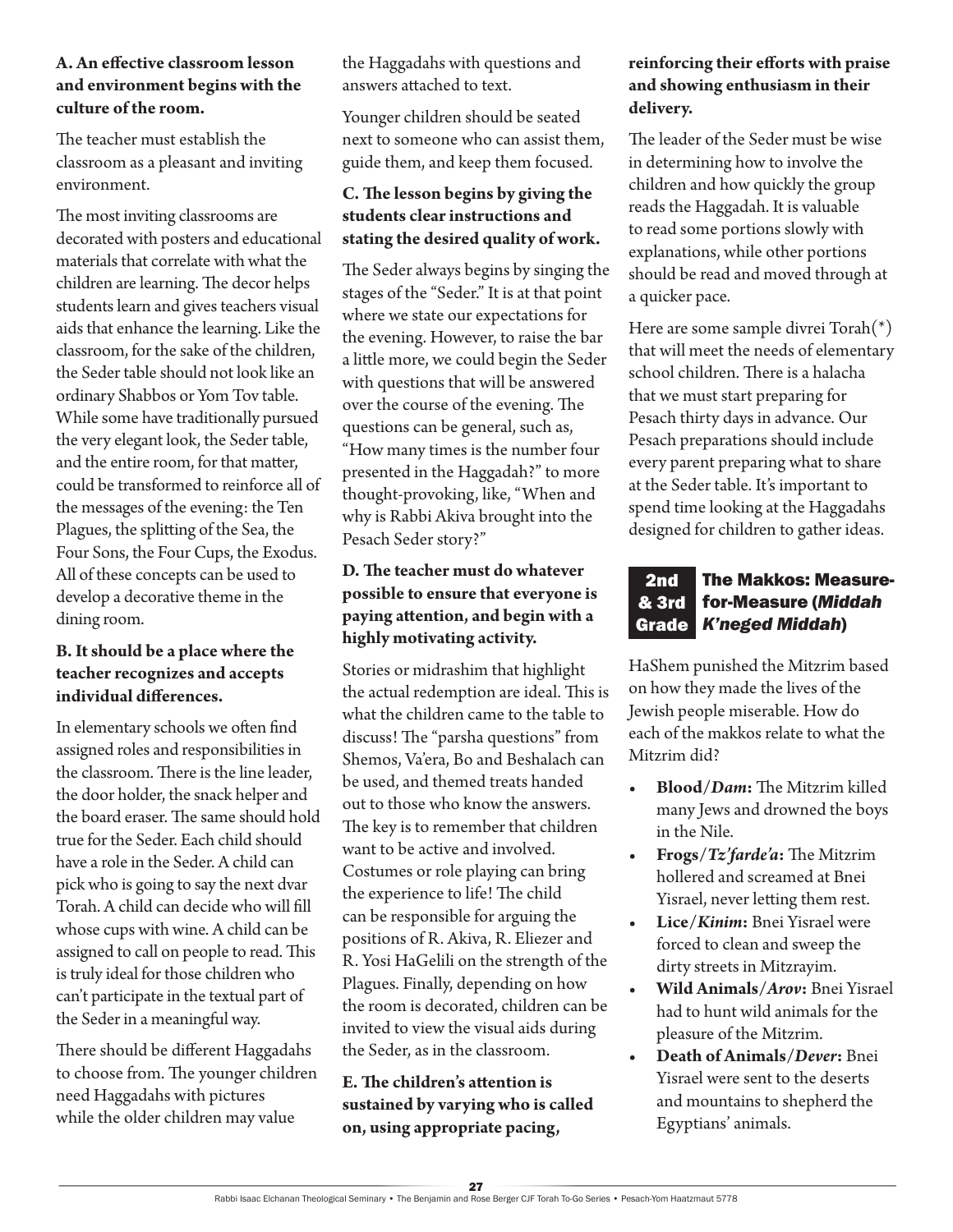**A. An effective classroom lesson and environment begins with the culture of the room.**

The teacher must establish the classroom as a pleasant and inviting environment.

The most inviting classrooms are decorated with posters and educational materials that correlate with what the children are learning. The decor helps students learn and gives teachers visual aids that enhance the learning. Like the classroom, for the sake of the children, the Seder table should not look like an ordinary Shabbos or Yom Tov table. While some have traditionally pursued the very elegant look, the Seder table, and the entire room, for that matter, could be transformed to reinforce all of the messages of the evening: the Ten Plagues, the splitting of the Sea, the Four Sons, the Four Cups, the Exodus. All of these concepts can be used to develop a decorative theme in the dining room.

**B. It should be a place where the teacher recognizes and accepts individual differences.**

In elementary schools we often find assigned roles and responsibilities in the classroom. There is the line leader, the door holder, the snack helper and the board eraser. The same should hold true for the Seder. Each child should have a role in the Seder. A child can pick who is going to say the next dvar Torah. A child can decide who will fill whose cups with wine. A child can be assigned to call on people to read. This is truly ideal for those children who can't participate in the textual part of the Seder in a meaningful way.

There should be different Haggadahs to choose from. The younger children need Haggadahs with pictures while the older children may value the Haggadahs with questions and answers attached to text.

Younger children should be seated next to someone who can assist them, guide them, and keep them focused.

**C. The lesson begins by giving the students clear instructions and stating the desired quality of work.**

The Seder always begins by singing the stages of the "Seder." It is at that point where we state our expectations for the evening. However, to raise the bar a little more, we could begin the Seder with questions that will be answered over the course of the evening. The questions can be general, such as, "How many times is the number four presented in the Haggadah?" to more thought-provoking, like, "When and why is Rabbi Akiva brought into the Pesach Seder story?"

**D. The teacher must do whatever possible to ensure that everyone is paying attention, and begin with a highly motivating activity.**

Stories or midrashim that highlight the actual redemption are ideal. This is what the children came to the table to discuss! The "parsha questions" from Shemos, Va'era, Bo and Beshalach can be used, and themed treats handed out to those who know the answers. The key is to remember that children want to be active and involved. Costumes or role playing can bring the experience to life! The child can be responsible for arguing the positions of R. Akiva, R. Eliezer and R. Yosi HaGelili on the strength of the Plagues. Finally, depending on how the room is decorated, children can be invited to view the visual aids during the Seder, as in the classroom.

**E. The children's attention is sustained by varying who is called on, using appropriate pacing, reinforcing their efforts with praise and showing enthusiasm in their delivery.**

The leader of the Seder must be wise in determining how to involve the children and how quickly the group reads the Haggadah. It is valuable to read some portions slowly with explanations, while other portions should be read and moved through at a quicker pace.

Here are some sample divrei Torah(*) that will meet the needs of elementary school children. There is a halacha that we must start preparing for Pesach thirty days in advance. Our Pesach preparations should include every parent preparing what to share at the Seder table. It's important to spend time looking at the Haggadahs designed for children to gather ideas.

## 2nd & 3rd Grade — The Makkos: Measure-for-Measure (*Middah K'neged Middah*)

HaShem punished the Mitzrim based on how they made the lives of the Jewish people miserable. How do each of the makkos relate to what the Mitzrim did?

- **Blood/*Dam*:** The Mitzrim killed many Jews and drowned the boys in the Nile.
- **Frogs/*Tz'farde'a*:** The Mitzrim hollered and screamed at Bnei Yisrael, never letting them rest.
- **Lice/*Kinim*:** Bnei Yisrael were forced to clean and sweep the dirty streets in Mitzrayim.
- **Wild Animals/*Arov*:** Bnei Yisrael had to hunt wild animals for the pleasure of the Mitzrim.
- **Death of Animals/*Dever*:** Bnei Yisrael were sent to the deserts and mountains to shepherd the Egyptians' animals.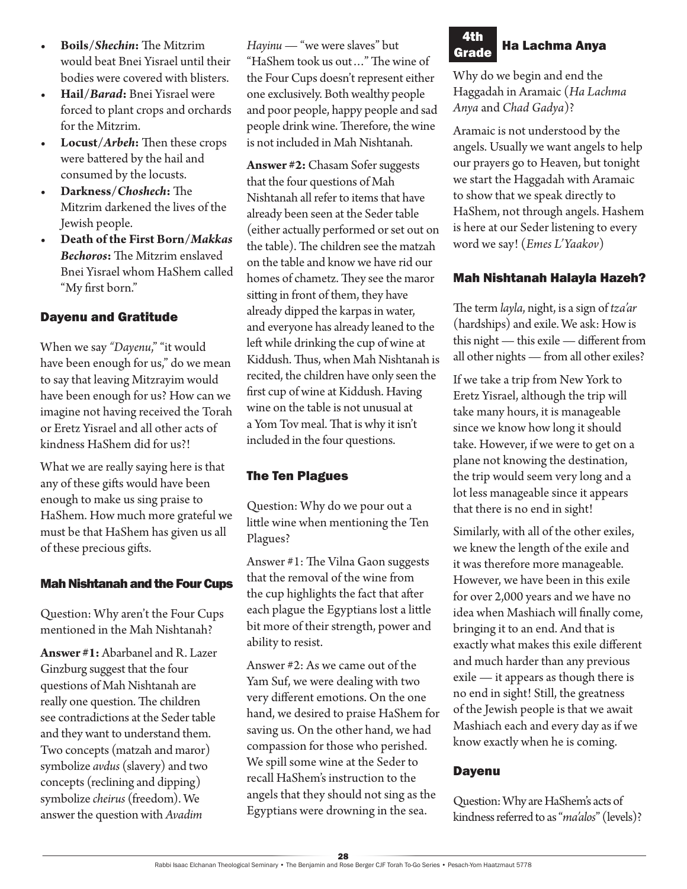- **Boils/*Shechin*:** The Mitzrim would beat Bnei Yisrael until their bodies were covered with blisters.
- **Hail/*Barad*:** Bnei Yisrael were forced to plant crops and orchards for the Mitzrim.
- **Locust/*Arbeh*:** Then these crops were battered by the hail and consumed by the locusts.
- **Darkness/*Choshech*:** The Mitzrim darkened the lives of the Jewish people.
- **Death of the First Born/*Makkas Bechoros*:** The Mitzrim enslaved Bnei Yisrael whom HaShem called "My first born."

### Dayenu and Gratitude

When we say *"Dayenu,"* "it would have been enough for us," do we mean to say that leaving Mitzrayim would have been enough for us? How can we imagine not having received the Torah or Eretz Yisrael and all other acts of kindness HaShem did for us?!

What we are really saying here is that any of these gifts would have been enough to make us sing praise to HaShem. How much more grateful we must be that HaShem has given us all of these precious gifts.

### Mah Nishtanah and the Four Cups

Question: Why aren't the Four Cups mentioned in the Mah Nishtanah?

**Answer #1:** Abarbanel and R. Lazer Ginzburg suggest that the four questions of Mah Nishtanah are really one question. The children see contradictions at the Seder table and they want to understand them. Two concepts (matzah and maror) symbolize *avdus* (slavery) and two concepts (reclining and dipping) symbolize *cheirus* (freedom). We answer the question with *Avadim Hayinu* — "we were slaves" but "HaShem took us out…" The wine of the Four Cups doesn't represent either one exclusively. Both wealthy people and poor people, happy people and sad people drink wine. Therefore, the wine is not included in Mah Nishtanah.

**Answer #2:** Chasam Sofer suggests that the four questions of Mah Nishtanah all refer to items that have already been seen at the Seder table (either actually performed or set out on the table). The children see the matzah on the table and know we have rid our homes of chametz. They see the maror sitting in front of them, they have already dipped the karpas in water, and everyone has already leaned to the left while drinking the cup of wine at Kiddush. Thus, when Mah Nishtanah is recited, the children have only seen the first cup of wine at Kiddush. Having wine on the table is not unusual at a Yom Tov meal. That is why it isn't included in the four questions.

### The Ten Plagues

Question: Why do we pour out a little wine when mentioning the Ten Plagues?

Answer #1: The Vilna Gaon suggests that the removal of the wine from the cup highlights the fact that after each plague the Egyptians lost a little bit more of their strength, power and ability to resist.

Answer #2: As we came out of the Yam Suf, we were dealing with two very different emotions. On the one hand, we desired to praise HaShem for saving us. On the other hand, we had compassion for those who perished. We spill some wine at the Seder to recall HaShem's instruction to the angels that they should not sing as the Egyptians were drowning in the sea.

## 4th Grade Ha Lachma Anya

Why do we begin and end the Haggadah in Aramaic (*Ha Lachma Anya* and *Chad Gadya*)?

Aramaic is not understood by the angels. Usually we want angels to help our prayers go to Heaven, but tonight we start the Haggadah with Aramaic to show that we speak directly to HaShem, not through angels. Hashem is here at our Seder listening to every word we say! (*Emes L'Yaakov*)

### Mah Nishtanah Halayla Hazeh?

The term *layla*, night, is a sign of *tza'ar* (hardships) and exile. We ask: How is this night — this exile — different from all other nights — from all other exiles?

If we take a trip from New York to Eretz Yisrael, although the trip will take many hours, it is manageable since we know how long it should take. However, if we were to get on a plane not knowing the destination, the trip would seem very long and a lot less manageable since it appears that there is no end in sight!

Similarly, with all of the other exiles, we knew the length of the exile and it was therefore more manageable. However, we have been in this exile for over 2,000 years and we have no idea when Mashiach will finally come, bringing it to an end. And that is exactly what makes this exile different and much harder than any previous exile — it appears as though there is no end in sight! Still, the greatness of the Jewish people is that we await Mashiach each and every day as if we know exactly when he is coming.

### Dayenu

Question: Why are HaShem's acts of kindness referred to as "*ma'alos*" (levels)?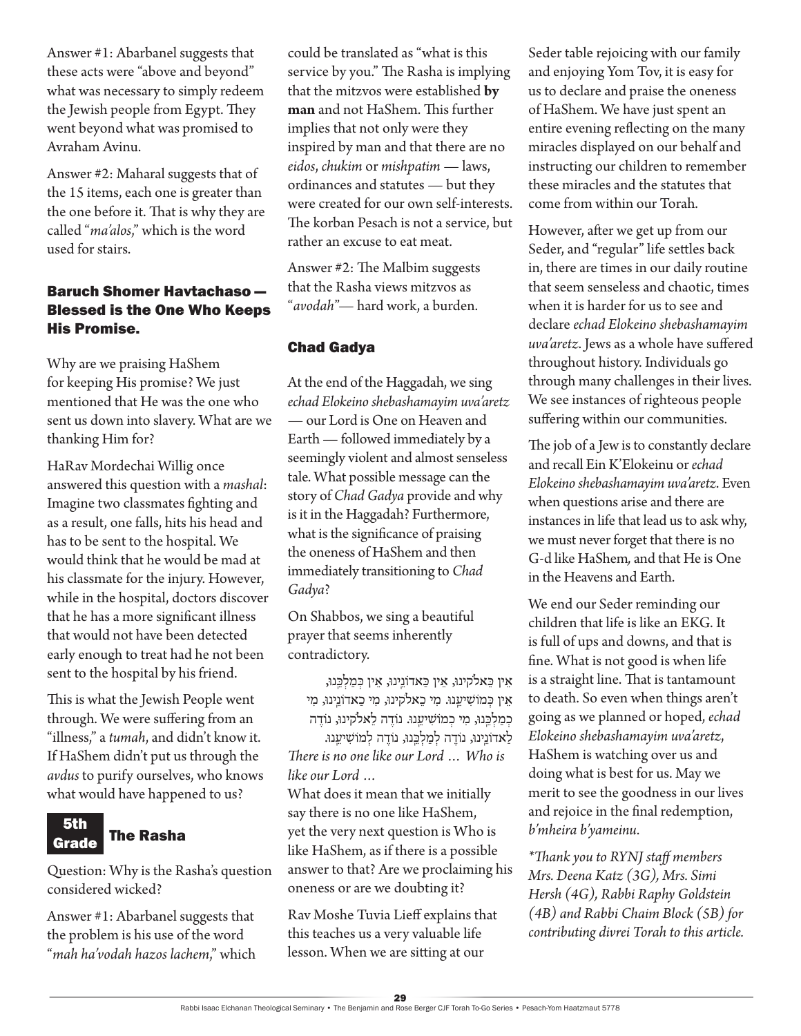Answer #1: Abarbanel suggests that these acts were "above and beyond" what was necessary to simply redeem the Jewish people from Egypt. They went beyond what was promised to Avraham Avinu.

Answer #2: Maharal suggests that of the 15 items, each one is greater than the one before it. That is why they are called "*ma'alos*," which is the word used for stairs.

## Baruch Shomer Havtachaso — Blessed is the One Who Keeps His Promise.

Why are we praising HaShem for keeping His promise? We just mentioned that He was the one who sent us down into slavery. What are we thanking Him for?

HaRav Mordechai Willig once answered this question with a *mashal*: Imagine two classmates fighting and as a result, one falls, hits his head and has to be sent to the hospital. We would think that he would be mad at his classmate for the injury. However, while in the hospital, doctors discover that he has a more significant illness that would not have been detected early enough to treat had he not been sent to the hospital by his friend.

This is what the Jewish People went through. We were suffering from an "illness," a *tumah*, and didn't know it. If HaShem didn't put us through the *avdus* to purify ourselves, who knows what would have happened to us?

## 5th Grade The Rasha

Question: Why is the Rasha's question considered wicked?

Answer #1: Abarbanel suggests that the problem is his use of the word "*mah ha'vodah hazos lachem*," which could be translated as "what is this service by you." The Rasha is implying that the mitzvos were established **by man** and not HaShem. This further implies that not only were they inspired by man and that there are no *eidos*, *chukim* or *mishpatim* — laws, ordinances and statutes — but they were created for our own self-interests. The korban Pesach is not a service, but rather an excuse to eat meat.

Answer #2: The Malbim suggests that the Rasha views mitzvos as "*avodah*"— hard work, a burden.

## Chad Gadya

At the end of the Haggadah, we sing *echad Elokeino shebashamayim uva'aretz* — our Lord is One on Heaven and Earth — followed immediately by a seemingly violent and almost senseless tale. What possible message can the story of *Chad Gadya* provide and why is it in the Haggadah? Furthermore, what is the significance of praising the oneness of HaShem and then immediately transitioning to *Chad Gadya*?

On Shabbos, we sing a beautiful prayer that seems inherently contradictory.

אֵין כֵּאלֹקֵינוּ, אֵין כַּאדוֹנֵינוּ, אֵין כְּמַלְכֵּנוּ, אֵין כְּמוֹשִׁיעֵנוּ. מִי כֵאלֹקֵינוּ, מִי כַאדוֹנֵינוּ, מִי כְמַלְכֵּנוּ, מִי כְמוֹשִׁיעֵנוּ. נוֹדֶה לֵאלֹקֵינוּ, נוֹדֶה לַאדוֹנֵינוּ, נוֹדֶה לְמַלְכֵּנוּ, נוֹדֶה לְמוֹשִׁיעֵנוּ.

*There is no one like our Lord … Who is like our Lord …*

What does it mean that we initially say there is no one like HaShem, yet the very next question is Who is like HaShem, as if there is a possible answer to that? Are we proclaiming his oneness or are we doubting it?

Rav Moshe Tuvia Lieff explains that this teaches us a very valuable life lesson. When we are sitting at our Seder table rejoicing with our family and enjoying Yom Tov, it is easy for us to declare and praise the oneness of HaShem. We have just spent an entire evening reflecting on the many miracles displayed on our behalf and instructing our children to remember these miracles and the statutes that come from within our Torah.

However, after we get up from our Seder, and "regular" life settles back in, there are times in our daily routine that seem senseless and chaotic, times when it is harder for us to see and declare *echad Elokeino shebashamayim uva'aretz*. Jews as a whole have suffered throughout history. Individuals go through many challenges in their lives. We see instances of righteous people suffering within our communities.

The job of a Jew is to constantly declare and recall Ein K'Elokeinu or *echad Elokeino shebashamayim uva'aretz*. Even when questions arise and there are instances in life that lead us to ask why, we must never forget that there is no G-d like HaShem, and that He is One in the Heavens and Earth.

We end our Seder reminding our children that life is like an EKG. It is full of ups and downs, and that is fine. What is not good is when life is a straight line. That is tantamount to death. So even when things aren't going as we planned or hoped, *echad Elokeino shebashamayim uva'aretz*, HaShem is watching over us and doing what is best for us. May we merit to see the goodness in our lives and rejoice in the final redemption, *b'mheira b'yameinu*.

*\*Thank you to RYNJ staff members Mrs. Deena Katz (3G), Mrs. Simi Hersh (4G), Rabbi Raphy Goldstein (4B) and Rabbi Chaim Block (5B) for contributing divrei Torah to this article.*